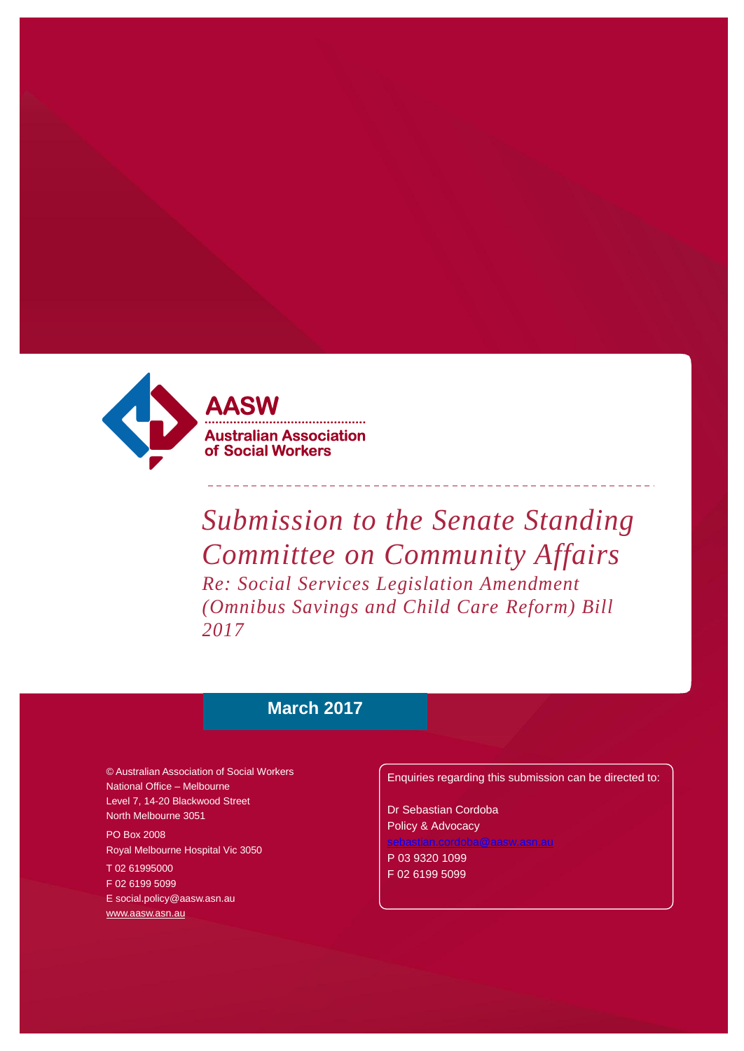**AASW**

**Australian Association of Social Workers**

# *Submission to the Senate Standing Committee on Community Affairs*

## *Re: Social Services Legislation Amendment (Omnibus Savings and Child Care Reform) Bill 2017*

**March 2017**

© Australian Association of Social Workers
National Office – Melbourne
Level 7, 14-20 Blackwood Street
North Melbourne 3051

PO Box 2008
Royal Melbourne Hospital Vic 3050

T 02 61995000
F 02 6199 5099
E social.policy@aasw.asn.au
www.aasw.asn.au

Enquiries regarding this submission can be directed to:

Dr Sebastian Cordoba
Policy & Advocacy
sebastian.cordoba@aasw.asn.au
P 03 9320 1099
F 02 6199 5099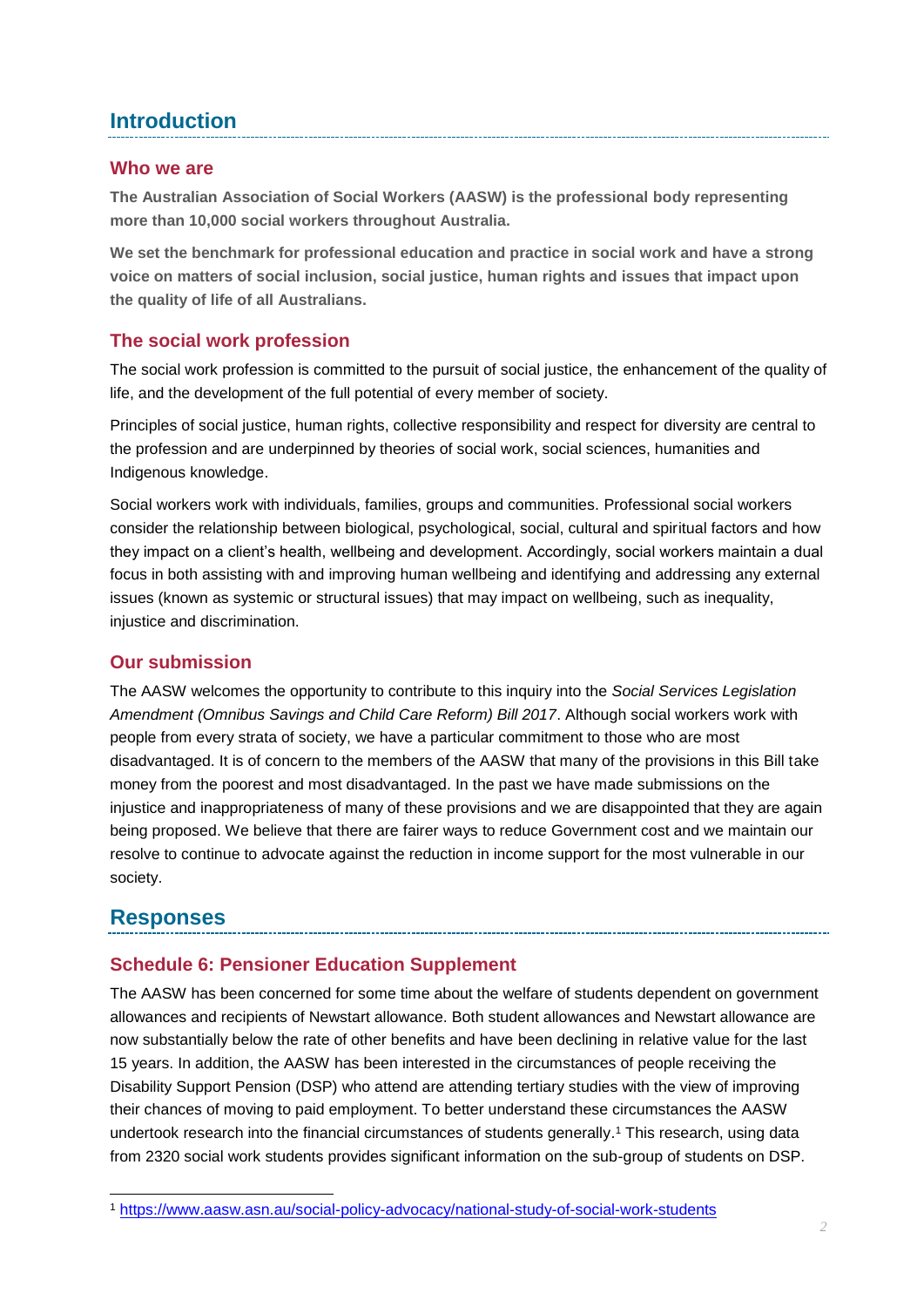# Introduction

## Who we are

**The Australian Association of Social Workers (AASW) is the professional body representing more than 10,000 social workers throughout Australia.**

**We set the benchmark for professional education and practice in social work and have a strong voice on matters of social inclusion, social justice, human rights and issues that impact upon the quality of life of all Australians.**

## The social work profession

The social work profession is committed to the pursuit of social justice, the enhancement of the quality of life, and the development of the full potential of every member of society.

Principles of social justice, human rights, collective responsibility and respect for diversity are central to the profession and are underpinned by theories of social work, social sciences, humanities and Indigenous knowledge.

Social workers work with individuals, families, groups and communities. Professional social workers consider the relationship between biological, psychological, social, cultural and spiritual factors and how they impact on a client's health, wellbeing and development. Accordingly, social workers maintain a dual focus in both assisting with and improving human wellbeing and identifying and addressing any external issues (known as systemic or structural issues) that may impact on wellbeing, such as inequality, injustice and discrimination.

## Our submission

The AASW welcomes the opportunity to contribute to this inquiry into the *Social Services Legislation Amendment (Omnibus Savings and Child Care Reform) Bill 2017*. Although social workers work with people from every strata of society, we have a particular commitment to those who are most disadvantaged. It is of concern to the members of the AASW that many of the provisions in this Bill take money from the poorest and most disadvantaged. In the past we have made submissions on the injustice and inappropriateness of many of these provisions and we are disappointed that they are again being proposed. We believe that there are fairer ways to reduce Government cost and we maintain our resolve to continue to advocate against the reduction in income support for the most vulnerable in our society.

# Responses

## Schedule 6: Pensioner Education Supplement

The AASW has been concerned for some time about the welfare of students dependent on government allowances and recipients of Newstart allowance. Both student allowances and Newstart allowance are now substantially below the rate of other benefits and have been declining in relative value for the last 15 years. In addition, the AASW has been interested in the circumstances of people receiving the Disability Support Pension (DSP) who attend are attending tertiary studies with the view of improving their chances of moving to paid employment. To better understand these circumstances the AASW undertook research into the financial circumstances of students generally.[1] This research, using data from 2320 social work students provides significant information on the sub-group of students on DSP.

[1] https://www.aasw.asn.au/social-policy-advocacy/national-study-of-social-work-students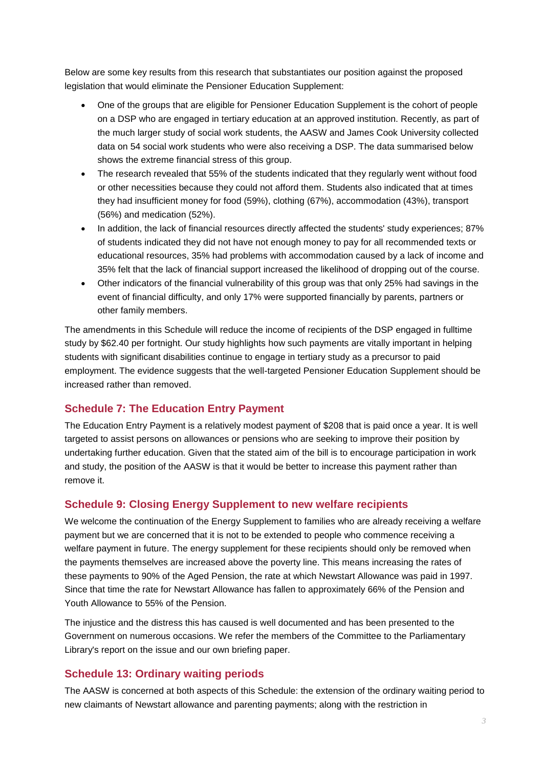Below are some key results from this research that substantiates our position against the proposed legislation that would eliminate the Pensioner Education Supplement:

- One of the groups that are eligible for Pensioner Education Supplement is the cohort of people on a DSP who are engaged in tertiary education at an approved institution. Recently, as part of the much larger study of social work students, the AASW and James Cook University collected data on 54 social work students who were also receiving a DSP. The data summarised below shows the extreme financial stress of this group.
- The research revealed that 55% of the students indicated that they regularly went without food or other necessities because they could not afford them. Students also indicated that at times they had insufficient money for food (59%), clothing (67%), accommodation (43%), transport (56%) and medication (52%).
- In addition, the lack of financial resources directly affected the students' study experiences; 87% of students indicated they did not have not enough money to pay for all recommended texts or educational resources, 35% had problems with accommodation caused by a lack of income and 35% felt that the lack of financial support increased the likelihood of dropping out of the course.
- Other indicators of the financial vulnerability of this group was that only 25% had savings in the event of financial difficulty, and only 17% were supported financially by parents, partners or other family members.

The amendments in this Schedule will reduce the income of recipients of the DSP engaged in fulltime study by $62.40 per fortnight. Our study highlights how such payments are vitally important in helping students with significant disabilities continue to engage in tertiary study as a precursor to paid employment. The evidence suggests that the well-targeted Pensioner Education Supplement should be increased rather than removed.

## Schedule 7: The Education Entry Payment

The Education Entry Payment is a relatively modest payment of $208 that is paid once a year. It is well targeted to assist persons on allowances or pensions who are seeking to improve their position by undertaking further education. Given that the stated aim of the bill is to encourage participation in work and study, the position of the AASW is that it would be better to increase this payment rather than remove it.

## Schedule 9: Closing Energy Supplement to new welfare recipients

We welcome the continuation of the Energy Supplement to families who are already receiving a welfare payment but we are concerned that it is not to be extended to people who commence receiving a welfare payment in future. The energy supplement for these recipients should only be removed when the payments themselves are increased above the poverty line. This means increasing the rates of these payments to 90% of the Aged Pension, the rate at which Newstart Allowance was paid in 1997. Since that time the rate for Newstart Allowance has fallen to approximately 66% of the Pension and Youth Allowance to 55% of the Pension.

The injustice and the distress this has caused is well documented and has been presented to the Government on numerous occasions. We refer the members of the Committee to the Parliamentary Library's report on the issue and our own briefing paper.

## Schedule 13: Ordinary waiting periods

The AASW is concerned at both aspects of this Schedule: the extension of the ordinary waiting period to new claimants of Newstart allowance and parenting payments; along with the restriction in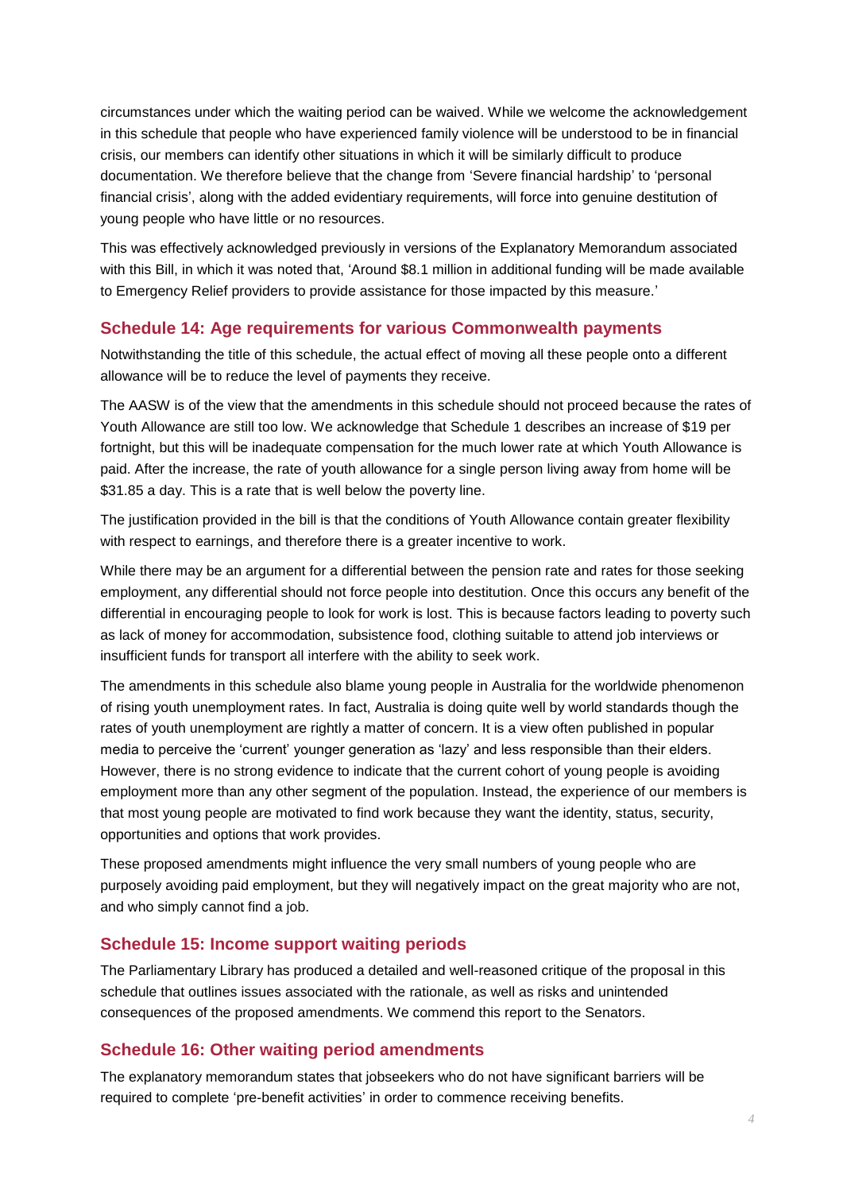circumstances under which the waiting period can be waived. While we welcome the acknowledgement in this schedule that people who have experienced family violence will be understood to be in financial crisis, our members can identify other situations in which it will be similarly difficult to produce documentation. We therefore believe that the change from 'Severe financial hardship' to 'personal financial crisis', along with the added evidentiary requirements, will force into genuine destitution of young people who have little or no resources.

This was effectively acknowledged previously in versions of the Explanatory Memorandum associated with this Bill, in which it was noted that, 'Around $8.1 million in additional funding will be made available to Emergency Relief providers to provide assistance for those impacted by this measure.'

## Schedule 14: Age requirements for various Commonwealth payments

Notwithstanding the title of this schedule, the actual effect of moving all these people onto a different allowance will be to reduce the level of payments they receive.

The AASW is of the view that the amendments in this schedule should not proceed because the rates of Youth Allowance are still too low. We acknowledge that Schedule 1 describes an increase of $19 per fortnight, but this will be inadequate compensation for the much lower rate at which Youth Allowance is paid. After the increase, the rate of youth allowance for a single person living away from home will be $31.85 a day. This is a rate that is well below the poverty line.

The justification provided in the bill is that the conditions of Youth Allowance contain greater flexibility with respect to earnings, and therefore there is a greater incentive to work.

While there may be an argument for a differential between the pension rate and rates for those seeking employment, any differential should not force people into destitution. Once this occurs any benefit of the differential in encouraging people to look for work is lost. This is because factors leading to poverty such as lack of money for accommodation, subsistence food, clothing suitable to attend job interviews or insufficient funds for transport all interfere with the ability to seek work.

The amendments in this schedule also blame young people in Australia for the worldwide phenomenon of rising youth unemployment rates. In fact, Australia is doing quite well by world standards though the rates of youth unemployment are rightly a matter of concern. It is a view often published in popular media to perceive the 'current' younger generation as 'lazy' and less responsible than their elders. However, there is no strong evidence to indicate that the current cohort of young people is avoiding employment more than any other segment of the population. Instead, the experience of our members is that most young people are motivated to find work because they want the identity, status, security, opportunities and options that work provides.

These proposed amendments might influence the very small numbers of young people who are purposely avoiding paid employment, but they will negatively impact on the great majority who are not, and who simply cannot find a job.

## Schedule 15: Income support waiting periods

The Parliamentary Library has produced a detailed and well-reasoned critique of the proposal in this schedule that outlines issues associated with the rationale, as well as risks and unintended consequences of the proposed amendments. We commend this report to the Senators.

## Schedule 16: Other waiting period amendments

The explanatory memorandum states that jobseekers who do not have significant barriers will be required to complete 'pre-benefit activities' in order to commence receiving benefits.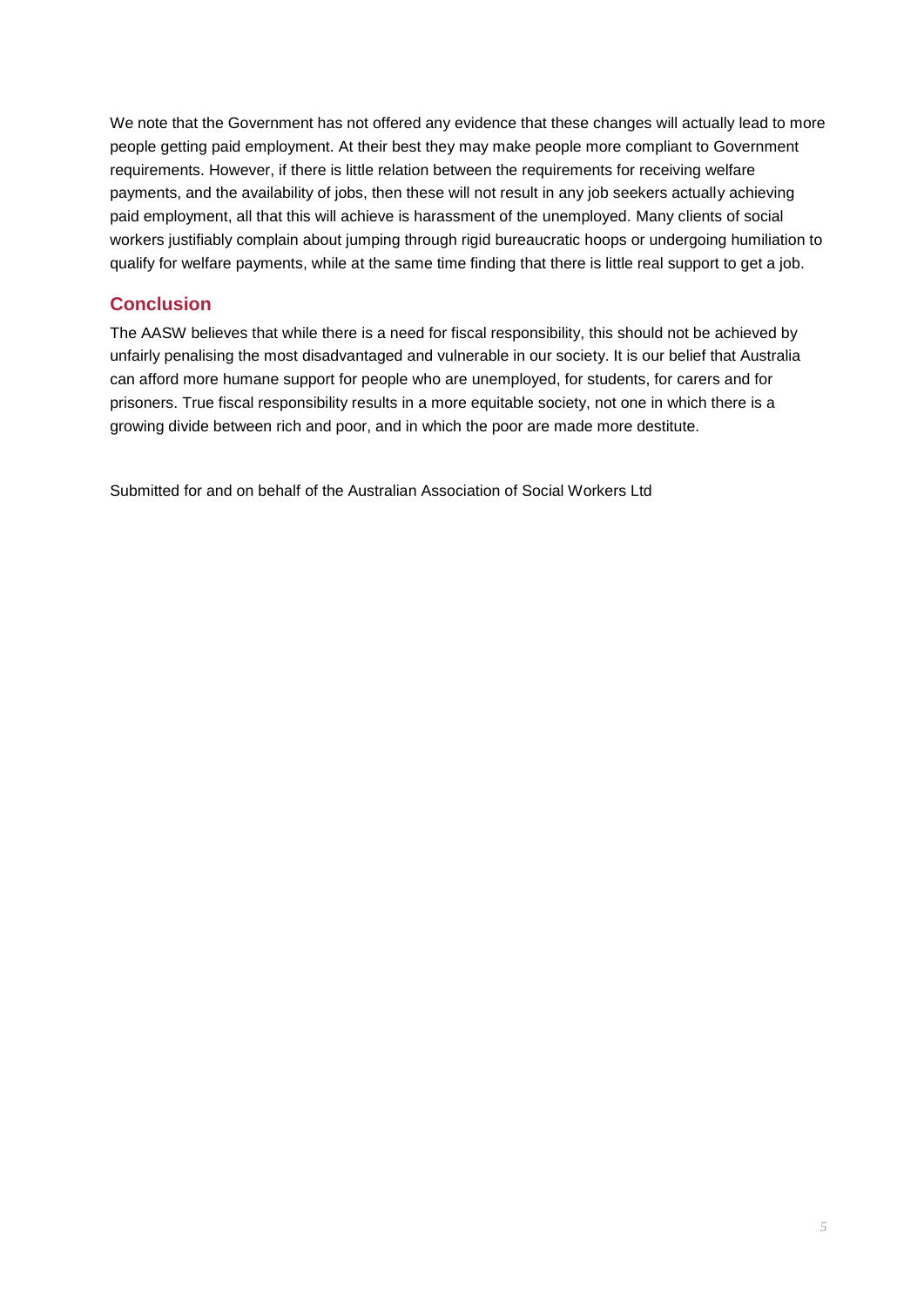We note that the Government has not offered any evidence that these changes will actually lead to more people getting paid employment. At their best they may make people more compliant to Government requirements. However, if there is little relation between the requirements for receiving welfare payments, and the availability of jobs, then these will not result in any job seekers actually achieving paid employment, all that this will achieve is harassment of the unemployed. Many clients of social workers justifiably complain about jumping through rigid bureaucratic hoops or undergoing humiliation to qualify for welfare payments, while at the same time finding that there is little real support to get a job.

## Conclusion

The AASW believes that while there is a need for fiscal responsibility, this should not be achieved by unfairly penalising the most disadvantaged and vulnerable in our society. It is our belief that Australia can afford more humane support for people who are unemployed, for students, for carers and for prisoners. True fiscal responsibility results in a more equitable society, not one in which there is a growing divide between rich and poor, and in which the poor are made more destitute.

Submitted for and on behalf of the Australian Association of Social Workers Ltd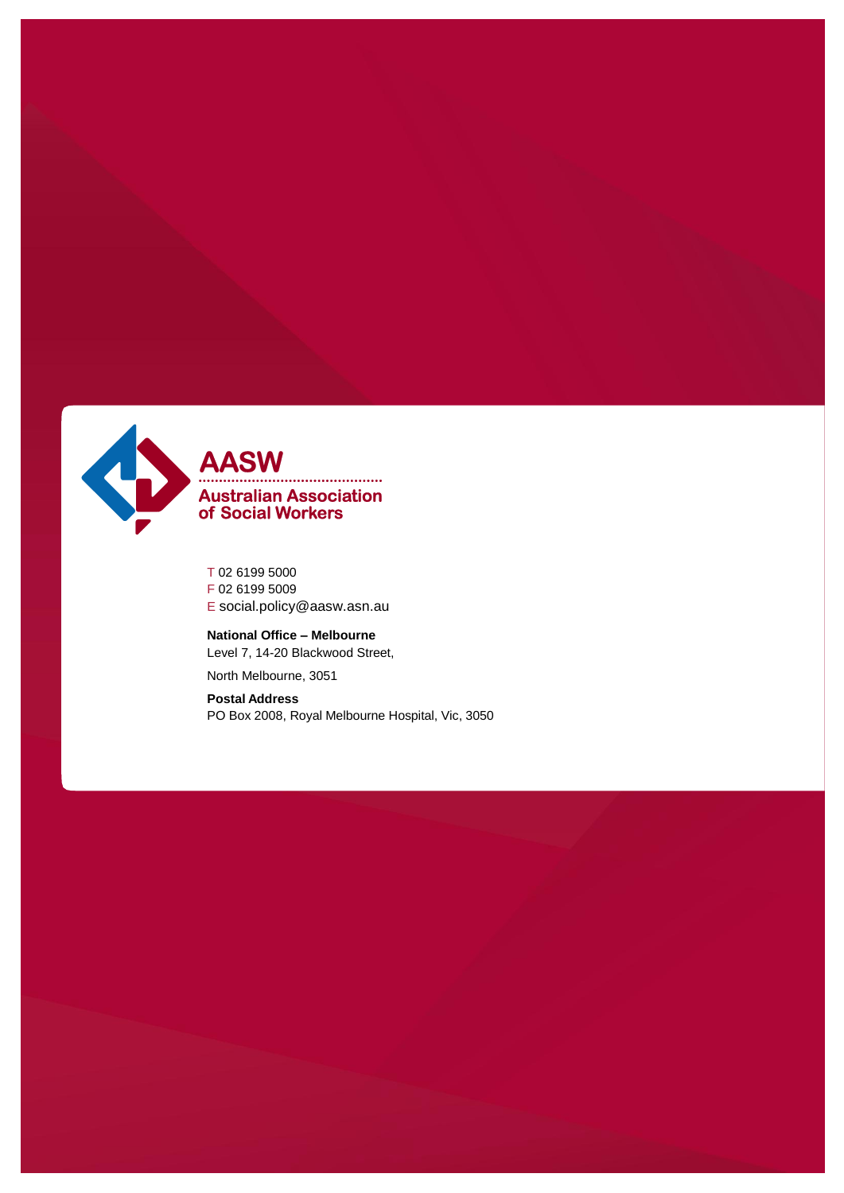**AASW**

**Australian Association of Social Workers**

T 02 6199 5000
F 02 6199 5009
E social.policy@aasw.asn.au

**National Office – Melbourne**
Level 7, 14-20 Blackwood Street,

North Melbourne, 3051

**Postal Address**
PO Box 2008, Royal Melbourne Hospital, Vic, 3050